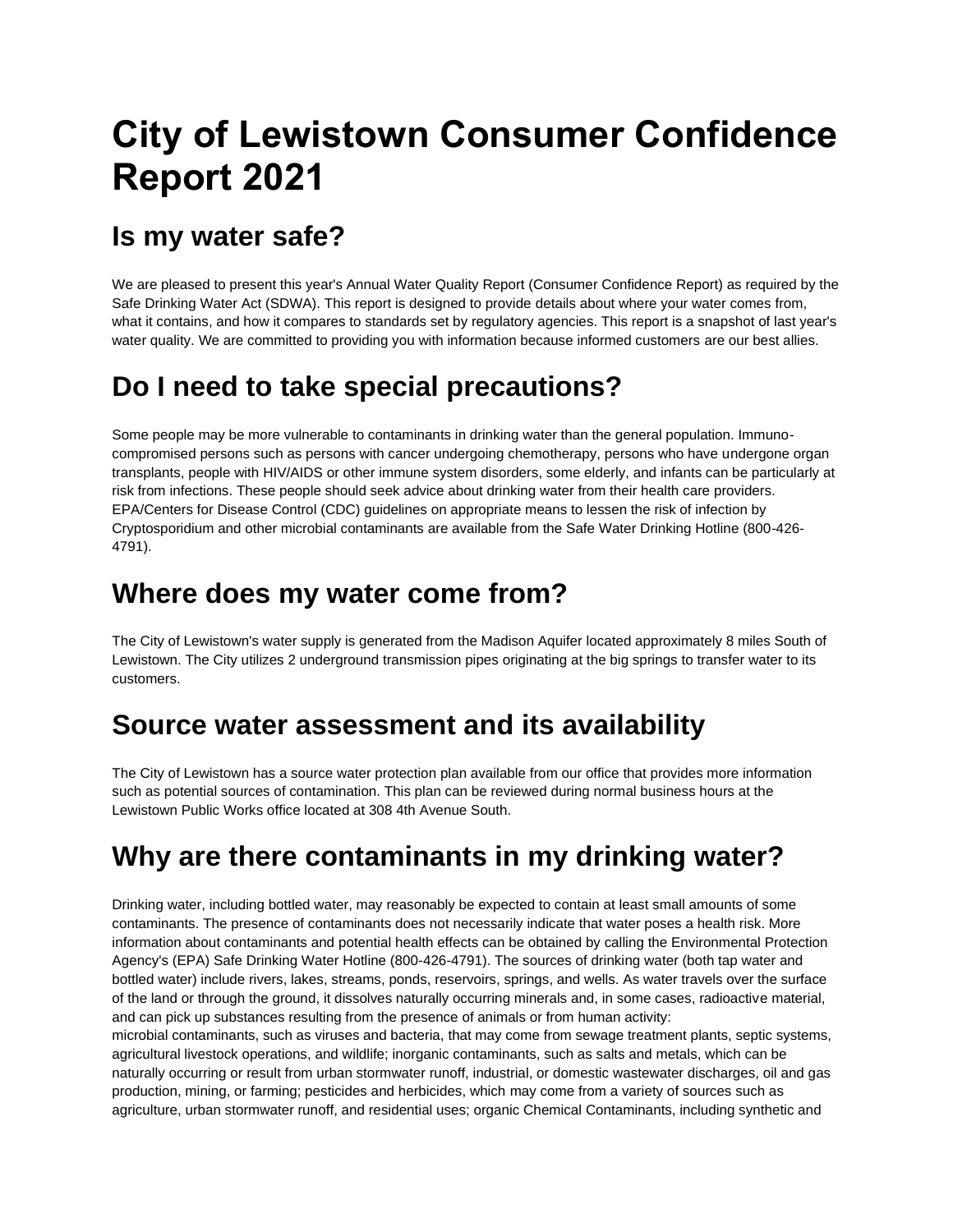# City of Lewistown Consumer Confidence Report 2021

## Is my water safe?

We are pleased to present this year's Annual Water Quality Report (Consumer Confidence Report) as required by the Safe Drinking Water Act (SDWA). This report is designed to provide details about where your water comes from, what it contains, and how it compares to standards set by regulatory agencies. This report is a snapshot of last year's water quality. We are committed to providing you with information because informed customers are our best allies.

## Do I need to take special precautions?

Some people may be more vulnerable to contaminants in drinking water than the general population. Immuno-compromised persons such as persons with cancer undergoing chemotherapy, persons who have undergone organ transplants, people with HIV/AIDS or other immune system disorders, some elderly, and infants can be particularly at risk from infections. These people should seek advice about drinking water from their health care providers. EPA/Centers for Disease Control (CDC) guidelines on appropriate means to lessen the risk of infection by Cryptosporidium and other microbial contaminants are available from the Safe Water Drinking Hotline (800-426-4791).

## Where does my water come from?

The City of Lewistown's water supply is generated from the Madison Aquifer located approximately 8 miles South of Lewistown. The City utilizes 2 underground transmission pipes originating at the big springs to transfer water to its customers.

## Source water assessment and its availability

The City of Lewistown has a source water protection plan available from our office that provides more information such as potential sources of contamination. This plan can be reviewed during normal business hours at the Lewistown Public Works office located at 308 4th Avenue South.

## Why are there contaminants in my drinking water?

Drinking water, including bottled water, may reasonably be expected to contain at least small amounts of some contaminants. The presence of contaminants does not necessarily indicate that water poses a health risk. More information about contaminants and potential health effects can be obtained by calling the Environmental Protection Agency's (EPA) Safe Drinking Water Hotline (800-426-4791). The sources of drinking water (both tap water and bottled water) include rivers, lakes, streams, ponds, reservoirs, springs, and wells. As water travels over the surface of the land or through the ground, it dissolves naturally occurring minerals and, in some cases, radioactive material, and can pick up substances resulting from the presence of animals or from human activity:
microbial contaminants, such as viruses and bacteria, that may come from sewage treatment plants, septic systems, agricultural livestock operations, and wildlife; inorganic contaminants, such as salts and metals, which can be naturally occurring or result from urban stormwater runoff, industrial, or domestic wastewater discharges, oil and gas production, mining, or farming; pesticides and herbicides, which may come from a variety of sources such as agriculture, urban stormwater runoff, and residential uses; organic Chemical Contaminants, including synthetic and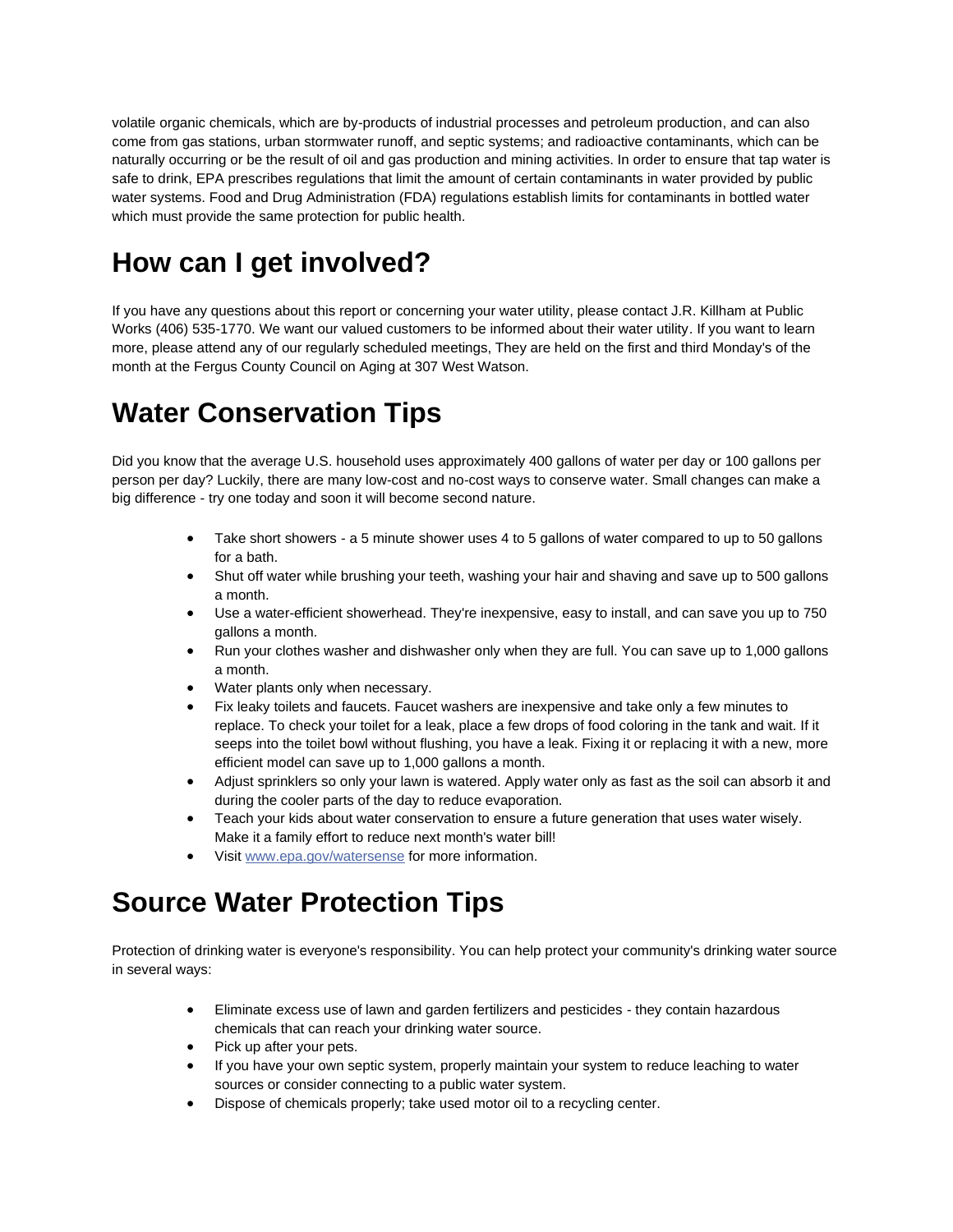volatile organic chemicals, which are by-products of industrial processes and petroleum production, and can also come from gas stations, urban stormwater runoff, and septic systems; and radioactive contaminants, which can be naturally occurring or be the result of oil and gas production and mining activities. In order to ensure that tap water is safe to drink, EPA prescribes regulations that limit the amount of certain contaminants in water provided by public water systems. Food and Drug Administration (FDA) regulations establish limits for contaminants in bottled water which must provide the same protection for public health.

# How can I get involved?

If you have any questions about this report or concerning your water utility, please contact J.R. Killham at Public Works (406) 535-1770. We want our valued customers to be informed about their water utility. If you want to learn more, please attend any of our regularly scheduled meetings, They are held on the first and third Monday's of the month at the Fergus County Council on Aging at 307 West Watson.

# Water Conservation Tips

Did you know that the average U.S. household uses approximately 400 gallons of water per day or 100 gallons per person per day? Luckily, there are many low-cost and no-cost ways to conserve water. Small changes can make a big difference - try one today and soon it will become second nature.

- Take short showers - a 5 minute shower uses 4 to 5 gallons of water compared to up to 50 gallons for a bath.
- Shut off water while brushing your teeth, washing your hair and shaving and save up to 500 gallons a month.
- Use a water-efficient showerhead. They're inexpensive, easy to install, and can save you up to 750 gallons a month.
- Run your clothes washer and dishwasher only when they are full. You can save up to 1,000 gallons a month.
- Water plants only when necessary.
- Fix leaky toilets and faucets. Faucet washers are inexpensive and take only a few minutes to replace. To check your toilet for a leak, place a few drops of food coloring in the tank and wait. If it seeps into the toilet bowl without flushing, you have a leak. Fixing it or replacing it with a new, more efficient model can save up to 1,000 gallons a month.
- Adjust sprinklers so only your lawn is watered. Apply water only as fast as the soil can absorb it and during the cooler parts of the day to reduce evaporation.
- Teach your kids about water conservation to ensure a future generation that uses water wisely. Make it a family effort to reduce next month's water bill!
- Visit [www.epa.gov/watersense](http://www.epa.gov/watersense) for more information.

# Source Water Protection Tips

Protection of drinking water is everyone's responsibility. You can help protect your community's drinking water source in several ways:

- Eliminate excess use of lawn and garden fertilizers and pesticides - they contain hazardous chemicals that can reach your drinking water source.
- Pick up after your pets.
- If you have your own septic system, properly maintain your system to reduce leaching to water sources or consider connecting to a public water system.
- Dispose of chemicals properly; take used motor oil to a recycling center.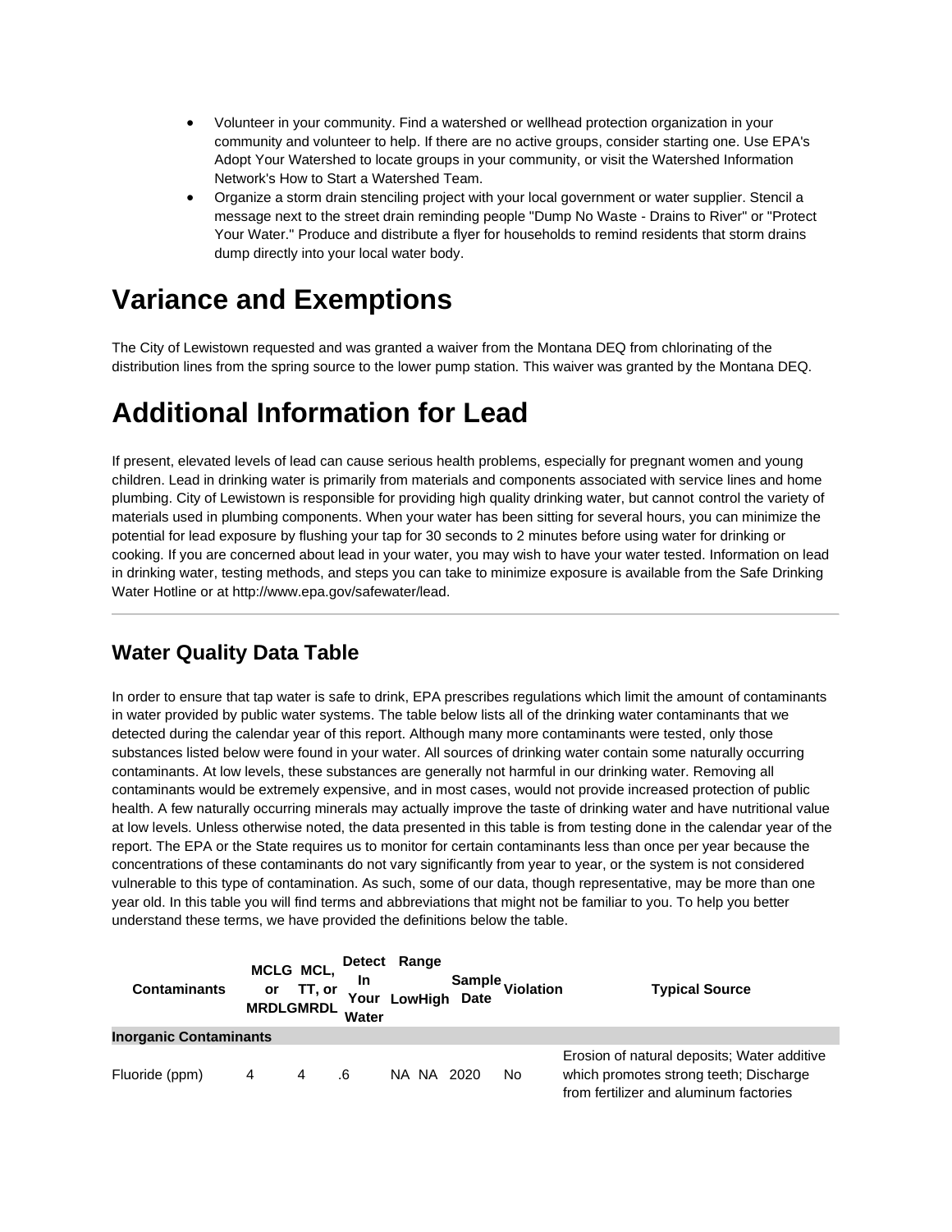- Volunteer in your community. Find a watershed or wellhead protection organization in your community and volunteer to help. If there are no active groups, consider starting one. Use EPA's Adopt Your Watershed to locate groups in your community, or visit the Watershed Information Network's How to Start a Watershed Team.
- Organize a storm drain stenciling project with your local government or water supplier. Stencil a message next to the street drain reminding people "Dump No Waste - Drains to River" or "Protect Your Water." Produce and distribute a flyer for households to remind residents that storm drains dump directly into your local water body.

# Variance and Exemptions

The City of Lewistown requested and was granted a waiver from the Montana DEQ from chlorinating of the distribution lines from the spring source to the lower pump station. This waiver was granted by the Montana DEQ.

# Additional Information for Lead

If present, elevated levels of lead can cause serious health problems, especially for pregnant women and young children. Lead in drinking water is primarily from materials and components associated with service lines and home plumbing. City of Lewistown is responsible for providing high quality drinking water, but cannot control the variety of materials used in plumbing components. When your water has been sitting for several hours, you can minimize the potential for lead exposure by flushing your tap for 30 seconds to 2 minutes before using water for drinking or cooking. If you are concerned about lead in your water, you may wish to have your water tested. Information on lead in drinking water, testing methods, and steps you can take to minimize exposure is available from the Safe Drinking Water Hotline or at http://www.epa.gov/safewater/lead.

---

## Water Quality Data Table

In order to ensure that tap water is safe to drink, EPA prescribes regulations which limit the amount of contaminants in water provided by public water systems. The table below lists all of the drinking water contaminants that we detected during the calendar year of this report. Although many more contaminants were tested, only those substances listed below were found in your water. All sources of drinking water contain some naturally occurring contaminants. At low levels, these substances are generally not harmful in our drinking water. Removing all contaminants would be extremely expensive, and in most cases, would not provide increased protection of public health. A few naturally occurring minerals may actually improve the taste of drinking water and have nutritional value at low levels. Unless otherwise noted, the data presented in this table is from testing done in the calendar year of the report. The EPA or the State requires us to monitor for certain contaminants less than once per year because the concentrations of these contaminants do not vary significantly from year to year, or the system is not considered vulnerable to this type of contamination. As such, some of our data, though representative, may be more than one year old. In this table you will find terms and abbreviations that might not be familiar to you. To help you better understand these terms, we have provided the definitions below the table.

| Contaminants | MCLG or MRDLG | MCL, TT, or MRDL | Detect In Your Water | Range Low | High | Sample Date | Violation | Typical Source |
|---|---|---|---|---|---|---|---|---|
| **Inorganic Contaminants** | | | | | | | | |
| Fluoride (ppm) | 4 | 4 | .6 | NA | NA | 2020 | No | Erosion of natural deposits; Water additive which promotes strong teeth; Discharge from fertilizer and aluminum factories |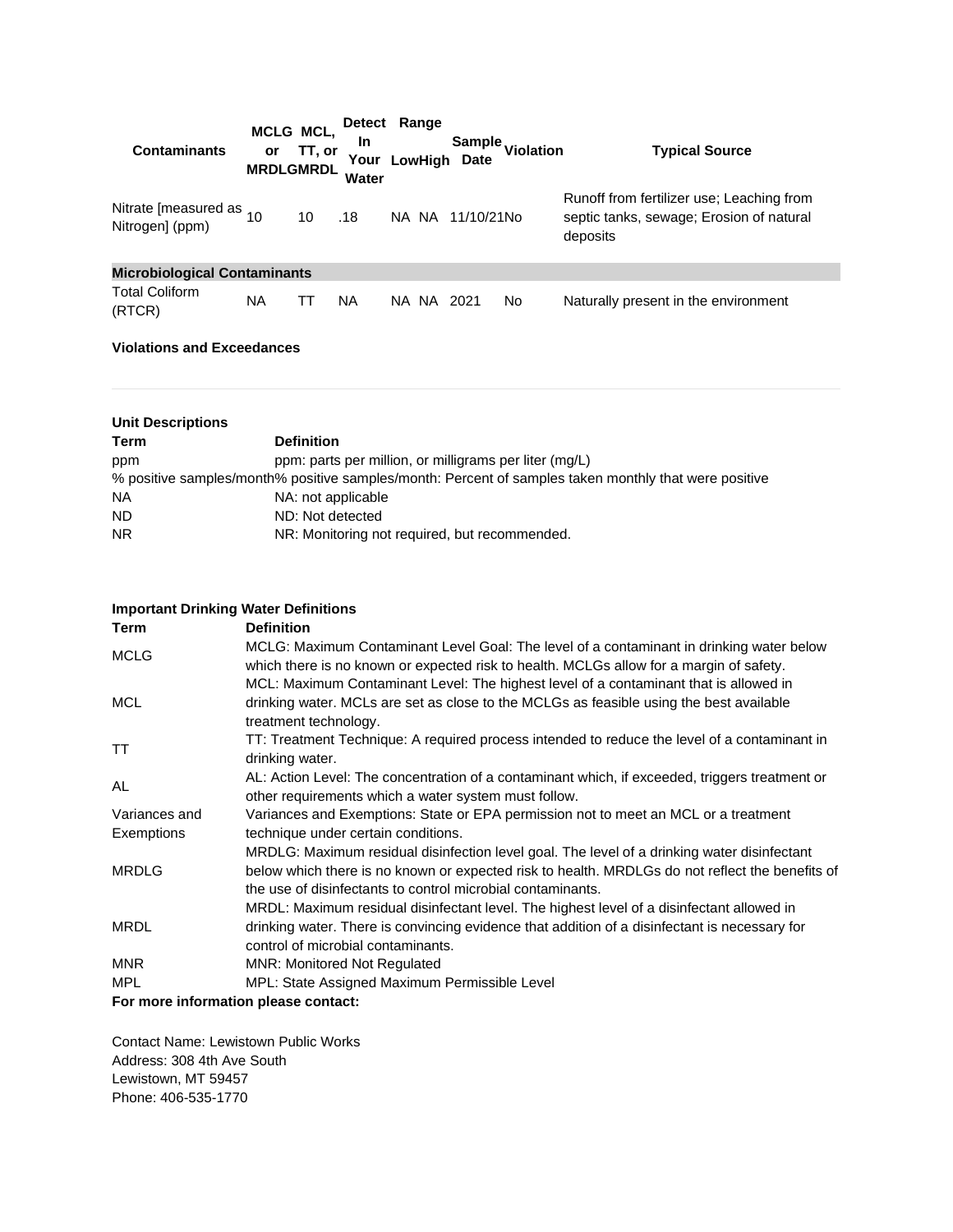| Contaminants | MCLG or MRDLG | MCL, TT, or MRDL | Detect In Your Water | Range Low | Range High | Sample Date | Violation | Typical Source |
|---|---|---|---|---|---|---|---|---|
| Nitrate [measured as Nitrogen] (ppm) | 10 | 10 | .18 | NA | NA | 11/10/21 | No | Runoff from fertilizer use; Leaching from septic tanks, sewage; Erosion of natural deposits |
| **Microbiological Contaminants** | | | | | | | | |
| Total Coliform (RTCR) | NA | TT | NA | NA | NA | 2021 | No | Naturally present in the environment |

**Violations and Exceedances**

**Unit Descriptions**

| Term | Definition |
|---|---|
| ppm | ppm: parts per million, or milligrams per liter (mg/L) |
| % positive samples/month | % positive samples/month: Percent of samples taken monthly that were positive |
| NA | NA: not applicable |
| ND | ND: Not detected |
| NR | NR: Monitoring not required, but recommended. |

**Important Drinking Water Definitions**

| Term | Definition |
|---|---|
| MCLG | MCLG: Maximum Contaminant Level Goal: The level of a contaminant in drinking water below which there is no known or expected risk to health. MCLGs allow for a margin of safety. |
| MCL | MCL: Maximum Contaminant Level: The highest level of a contaminant that is allowed in drinking water. MCLs are set as close to the MCLGs as feasible using the best available treatment technology. |
| TT | TT: Treatment Technique: A required process intended to reduce the level of a contaminant in drinking water. |
| AL | AL: Action Level: The concentration of a contaminant which, if exceeded, triggers treatment or other requirements which a water system must follow. |
| Variances and Exemptions | Variances and Exemptions: State or EPA permission not to meet an MCL or a treatment technique under certain conditions. |
| MRDLG | MRDLG: Maximum residual disinfection level goal. The level of a drinking water disinfectant below which there is no known or expected risk to health. MRDLGs do not reflect the benefits of the use of disinfectants to control microbial contaminants. |
| MRDL | MRDL: Maximum residual disinfectant level. The highest level of a disinfectant allowed in drinking water. There is convincing evidence that addition of a disinfectant is necessary for control of microbial contaminants. |
| MNR | MNR: Monitored Not Regulated |
| MPL | MPL: State Assigned Maximum Permissible Level |

**For more information please contact:**

Contact Name: Lewistown Public Works
Address: 308 4th Ave South
Lewistown, MT 59457
Phone: 406-535-1770